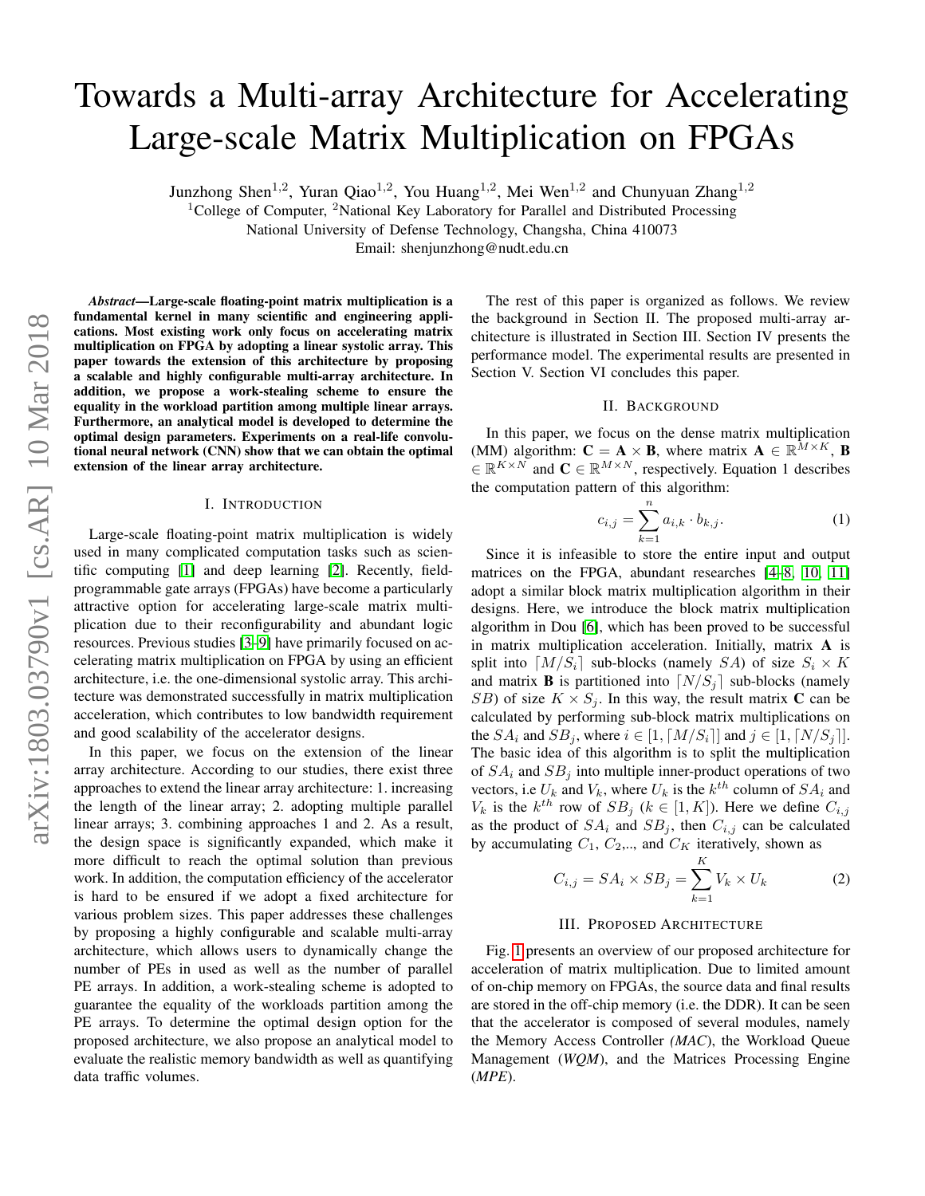# Towards a Multi-array Architecture for Accelerating Large-scale Matrix Multiplication on FPGAs

Junzhong Shen[1,2], Yuran Qiao[1,2], You Huang[1,2], Mei Wen[1,2] and Chunyuan Zhang[1,2]

[1]College of Computer, [2]National Key Laboratory for Parallel and Distributed Processing

National University of Defense Technology, Changsha, China 410073

Email: shenjunzhong@nudt.edu.cn

***Abstract*—Large-scale floating-point matrix multiplication is a fundamental kernel in many scientific and engineering applications. Most existing work only focus on accelerating matrix multiplication on FPGA by adopting a linear systolic array. This paper towards the extension of this architecture by proposing a scalable and highly configurable multi-array architecture. In addition, we propose a work-stealing scheme to ensure the equality in the workload partition among multiple linear arrays. Furthermore, an analytical model is developed to determine the optimal design parameters. Experiments on a real-life convolutional neural network (CNN) show that we can obtain the optimal extension of the linear array architecture.**

## I. Introduction

Large-scale floating-point matrix multiplication is widely used in many complicated computation tasks such as scientific computing [1] and deep learning [2]. Recently, field-programmable gate arrays (FPGAs) have become a particularly attractive option for accelerating large-scale matrix multiplication due to their reconfigurability and abundant logic resources. Previous studies [3–9] have primarily focused on accelerating matrix multiplication on FPGA by using an efficient architecture, i.e. the one-dimensional systolic array. This architecture was demonstrated successfully in matrix multiplication acceleration, which contributes to low bandwidth requirement and good scalability of the accelerator designs.

In this paper, we focus on the extension of the linear array architecture. According to our studies, there exist three approaches to extend the linear array architecture: 1. increasing the length of the linear array; 2. adopting multiple parallel linear arrays; 3. combining approaches 1 and 2. As a result, the design space is significantly expanded, which make it more difficult to reach the optimal solution than previous work. In addition, the computation efficiency of the accelerator is hard to be ensured if we adopt a fixed architecture for various problem sizes. This paper addresses these challenges by proposing a highly configurable and scalable multi-array architecture, which allows users to dynamically change the number of PEs in used as well as the number of parallel PE arrays. In addition, a work-stealing scheme is adopted to guarantee the equality of the workloads partition among the PE arrays. To determine the optimal design option for the proposed architecture, we also propose an analytical model to evaluate the realistic memory bandwidth as well as quantifying data traffic volumes.

The rest of this paper is organized as follows. We review the background in Section II. The proposed multi-array architecture is illustrated in Section III. Section IV presents the performance model. The experimental results are presented in Section V. Section VI concludes this paper.

## II. Background

In this paper, we focus on the dense matrix multiplication (MM) algorithm: $\mathbf{C} = \mathbf{A} \times \mathbf{B}$, where matrix $\mathbf{A} \in \mathbb{R}^{M \times K}$, $\mathbf{B} \in \mathbb{R}^{K \times N}$ and $\mathbf{C} \in \mathbb{R}^{M \times N}$, respectively. Equation 1 describes the computation pattern of this algorithm:

$$c_{i,j} = \sum_{k=1}^{n} a_{i,k} \cdot b_{k,j}. \tag{1}$$

Since it is infeasible to store the entire input and output matrices on the FPGA, abundant researches [4–8, 10, 11] adopt a similar block matrix multiplication algorithm in their designs. Here, we introduce the block matrix multiplication algorithm in Dou [6], which has been proved to be successful in matrix multiplication acceleration. Initially, matrix $\mathbf{A}$ is split into $\lceil M/S_i \rceil$ sub-blocks (namely $SA$) of size $S_i \times K$ and matrix $\mathbf{B}$ is partitioned into $\lceil N/S_j \rceil$ sub-blocks (namely $SB$) of size $K \times S_j$. In this way, the result matrix $\mathbf{C}$ can be calculated by performing sub-block matrix multiplications on the $SA_i$ and $SB_j$, where $i \in [1, \lceil M/S_i \rceil]$ and $j \in [1, \lceil N/S_j \rceil]$. The basic idea of this algorithm is to split the multiplication of $SA_i$ and $SB_j$ into multiple inner-product operations of two vectors, i.e $U_k$ and $V_k$, where $U_k$ is the $k^{th}$ column of $SA_i$ and $V_k$ is the $k^{th}$ row of $SB_j$ ($k \in [1, K]$). Here we define $C_{i,j}$ as the product of $SA_i$ and $SB_j$, then $C_{i,j}$ can be calculated by accumulating $C_1$, $C_2$,.., and $C_K$ iteratively, shown as

$$C_{i,j} = SA_i \times SB_j = \sum_{k=1}^{K} V_k \times U_k \tag{2}$$

## III. Proposed Architecture

Fig. 1 presents an overview of our proposed architecture for acceleration of matrix multiplication. Due to limited amount of on-chip memory on FPGAs, the source data and final results are stored in the off-chip memory (i.e. the DDR). It can be seen that the accelerator is composed of several modules, namely the Memory Access Controller *(MAC)*, the Workload Queue Management (*WQM*), and the Matrices Processing Engine (*MPE*).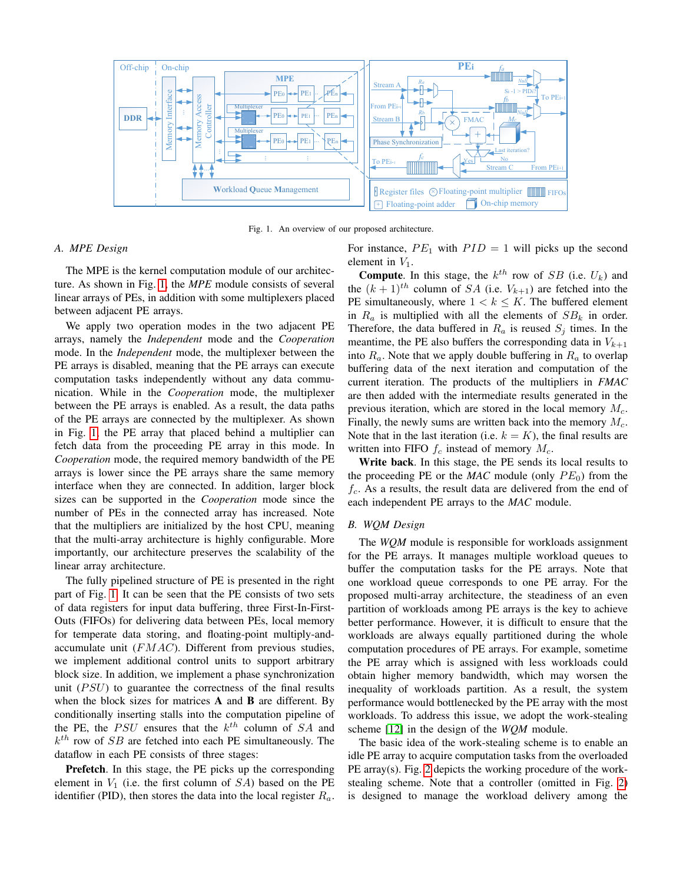Fig. 1. An overview of our proposed architecture.

### A. MPE Design

The MPE is the kernel computation module of our architecture. As shown in Fig. 1, the *MPE* module consists of several linear arrays of PEs, in addition with some multiplexers placed between adjacent PE arrays.

We apply two operation modes in the two adjacent PE arrays, namely the *Independent* mode and the *Cooperation* mode. In the *Independent* mode, the multiplexer between the PE arrays is disabled, meaning that the PE arrays can execute computation tasks independently without any data communication. While in the *Cooperation* mode, the multiplexer between the PE arrays is enabled. As a result, the data paths of the PE arrays are connected by the multiplexer. As shown in Fig. 1, the PE array that placed behind a multiplier can fetch data from the proceeding PE array in this mode. In *Cooperation* mode, the required memory bandwidth of the PE arrays is lower since the PE arrays share the same memory interface when they are connected. In addition, larger block sizes can be supported in the *Cooperation* mode since the number of PEs in the connected array has increased. Note that the multipliers are initialized by the host CPU, meaning that the multi-array architecture is highly configurable. More importantly, our architecture preserves the scalability of the linear array architecture.

The fully pipelined structure of PE is presented in the right part of Fig. 1. It can be seen that the PE consists of two sets of data registers for input data buffering, three First-In-First-Outs (FIFOs) for delivering data between PEs, local memory for temperate data storing, and floating-point multiply-and-accumulate unit ($FMAC$). Different from previous studies, we implement additional control units to support arbitrary block size. In addition, we implement a phase synchronization unit ($PSU$) to guarantee the correctness of the final results when the block sizes for matrices **A** and **B** are different. By conditionally inserting stalls into the computation pipeline of the PE, the $PSU$ ensures that the $k^{th}$ column of $SA$ and $k^{th}$ row of $SB$ are fetched into each PE simultaneously. The dataflow in each PE consists of three stages:

**Prefetch**. In this stage, the PE picks up the corresponding element in $V_1$ (i.e. the first column of $SA$) based on the PE identifier (PID), then stores the data into the local register $R_a$. For instance, $PE_1$ with $PID = 1$ will picks up the second element in $V_1$.

**Compute**. In this stage, the $k^{th}$ row of $SB$ (i.e. $U_k$) and the $(k+1)^{th}$ column of $SA$ (i.e. $V_{k+1}$) are fetched into the PE simultaneously, where $1 < k \leq K$. The buffered element in $R_a$ is multiplied with all the elements of $SB_k$ in order. Therefore, the data buffered in $R_a$ is reused $S_j$ times. In the meantime, the PE also buffers the corresponding data in $V_{k+1}$ into $R_a$. Note that we apply double buffering in $R_a$ to overlap buffering data of the next iteration and computation of the current iteration. The products of the multipliers in *FMAC* are then added with the intermediate results generated in the previous iteration, which are stored in the local memory $M_c$. Finally, the newly sums are written back into the memory $M_c$. Note that in the last iteration (i.e. $k = K$), the final results are written into FIFO $f_c$ instead of memory $M_c$.

**Write back**. In this stage, the PE sends its local results to the proceeding PE or the *MAC* module (only $PE_0$) from the $f_c$. As a results, the result data are delivered from the end of each independent PE arrays to the *MAC* module.

### B. WQM Design

The *WQM* module is responsible for workloads assignment for the PE arrays. It manages multiple workload queues to buffer the computation tasks for the PE arrays. Note that one workload queue corresponds to one PE array. For the proposed multi-array architecture, the steadiness of an even partition of workloads among PE arrays is the key to achieve better performance. However, it is difficult to ensure that the workloads are always equally partitioned during the whole computation procedures of PE arrays. For example, sometime the PE array which is assigned with less workloads could obtain higher memory bandwidth, which may worsen the inequality of workloads partition. As a result, the system performance would bottlenecked by the PE array with the most workloads. To address this issue, we adopt the work-stealing scheme [12] in the design of the *WQM* module.

The basic idea of the work-stealing scheme is to enable an idle PE array to acquire computation tasks from the overloaded PE array(s). Fig. 2 depicts the working procedure of the work-stealing scheme. Note that a controller (omitted in Fig. 2) is designed to manage the workload delivery among the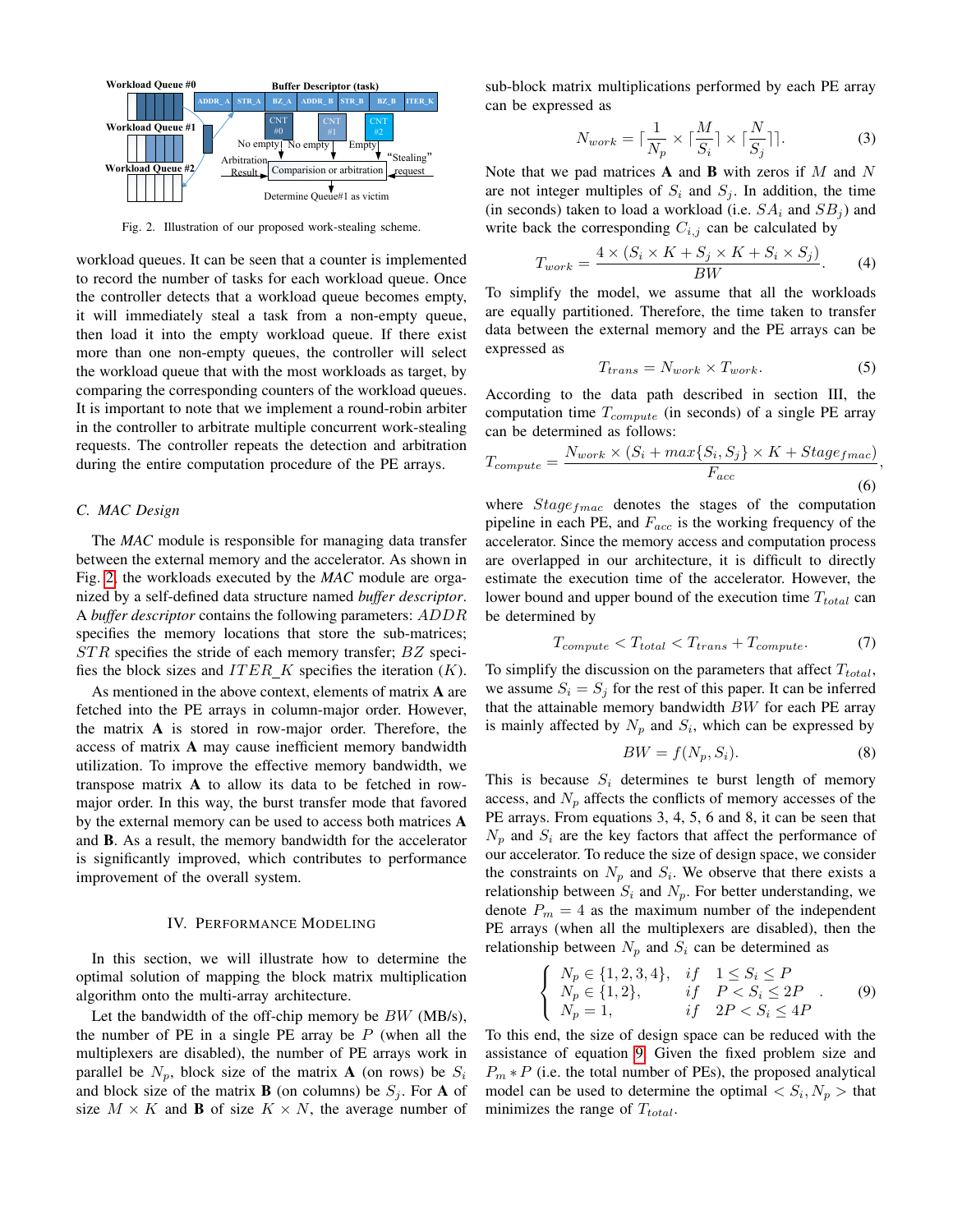Workload Queue #0

Buffer Descriptor (task)

ADDR_A STR_A BZ_A ADDR_B STR_B BZ_B ITER_K

Workload Queue #1

CNT #0

CNT #1

CNT #2

No empty

No empty

Empty

Arbitration Result

Comparision or arbitration

"Stealing" request

Workload Queue #2

Determine Queue#1 as victim

Fig. 2. Illustration of our proposed work-stealing scheme.

workload queues. It can be seen that a counter is implemented to record the number of tasks for each workload queue. Once the controller detects that a workload queue becomes empty, it will immediately steal a task from a non-empty queue, then load it into the empty workload queue. If there exist more than one non-empty queues, the controller will select the workload queue that with the most workloads as target, by comparing the corresponding counters of the workload queues. It is important to note that we implement a round-robin arbiter in the controller to arbitrate multiple concurrent work-stealing requests. The controller repeats the detection and arbitration during the entire computation procedure of the PE arrays.

### C. MAC Design

The *MAC* module is responsible for managing data transfer between the external memory and the accelerator. As shown in Fig. 2, the workloads executed by the *MAC* module are organized by a self-defined data structure named *buffer descriptor*. A *buffer descriptor* contains the following parameters: $ADDR$ specifies the memory locations that store the sub-matrices; $STR$ specifies the stride of each memory transfer; $BZ$ specifies the block sizes and $ITER\_K$ specifies the iteration ($K$).

As mentioned in the above context, elements of matrix **A** are fetched into the PE arrays in column-major order. However, the matrix **A** is stored in row-major order. Therefore, the access of matrix **A** may cause inefficient memory bandwidth utilization. To improve the effective memory bandwidth, we transpose matrix **A** to allow its data to be fetched in row-major order. In this way, the burst transfer mode that favored by the external memory can be used to access both matrices **A** and **B**. As a result, the memory bandwidth for the accelerator is significantly improved, which contributes to performance improvement of the overall system.

## IV. Performance Modeling

In this section, we will illustrate how to determine the optimal solution of mapping the block matrix multiplication algorithm onto the multi-array architecture.

Let the bandwidth of the off-chip memory be $BW$ (MB/s), the number of PE in a single PE array be $P$ (when all the multiplexers are disabled), the number of PE arrays work in parallel be $N_p$, block size of the matrix **A** (on rows) be $S_i$ and block size of the matrix **B** (on columns) be $S_j$. For **A** of size $M \times K$ and **B** of size $K \times N$, the average number of sub-block matrix multiplications performed by each PE array can be expressed as

$$N_{work} = \lceil \frac{1}{N_p} \times \lceil \frac{M}{S_i} \rceil \times \lceil \frac{N}{S_j} \rceil \rceil. \tag{3}$$

Note that we pad matrices **A** and **B** with zeros if $M$ and $N$ are not integer multiples of $S_i$ and $S_j$. In addition, the time (in seconds) taken to load a workload (i.e. $SA_i$ and $SB_j$) and write back the corresponding $C_{i,j}$ can be calculated by

$$T_{work} = \frac{4 \times (S_i \times K + S_j \times K + S_i \times S_j)}{BW}. \tag{4}$$

To simplify the model, we assume that all the workloads are equally partitioned. Therefore, the time taken to transfer data between the external memory and the PE arrays can be expressed as

$$T_{trans} = N_{work} \times T_{work}. \tag{5}$$

According to the data path described in section III, the computation time $T_{compute}$ (in seconds) of a single PE array can be determined as follows:

$$T_{compute} = \frac{N_{work} \times (S_i + max\{S_i, S_j\} \times K + Stage_{fmac})}{F_{acc}}, \tag{6}$$

where $Stage_{fmac}$ denotes the stages of the computation pipeline in each PE, and $F_{acc}$ is the working frequency of the accelerator. Since the memory access and computation process are overlapped in our architecture, it is difficult to directly estimate the execution time of the accelerator. However, the lower bound and upper bound of the execution time $T_{total}$ can be determined by

$$T_{compute} < T_{total} < T_{trans} + T_{compute}. \tag{7}$$

To simplify the discussion on the parameters that affect $T_{total}$, we assume $S_i = S_j$ for the rest of this paper. It can be inferred that the attainable memory bandwidth $BW$ for each PE array is mainly affected by $N_p$ and $S_i$, which can be expressed by

$$BW = f(N_p, S_i). \tag{8}$$

This is because $S_i$ determines te burst length of memory access, and $N_p$ affects the conflicts of memory accesses of the PE arrays. From equations 3, 4, 5, 6 and 8, it can be seen that $N_p$ and $S_i$ are the key factors that affect the performance of our accelerator. To reduce the size of design space, we consider the constraints on $N_p$ and $S_i$. We observe that there exists a relationship between $S_i$ and $N_p$. For better understanding, we denote $P_m = 4$ as the maximum number of the independent PE arrays (when all the multiplexers are disabled), then the relationship between $N_p$ and $S_i$ can be determined as

$$\begin{cases} N_p \in \{1,2,3,4\}, & if \quad 1 \le S_i \le P \\ N_p \in \{1,2\}, & if \quad P < S_i \le 2P \\ N_p = 1, & if \quad 2P < S_i \le 4P \end{cases}. \tag{9}$$

To this end, the size of design space can be reduced with the assistance of equation 9. Given the fixed problem size and $P_m * P$ (i.e. the total number of PEs), the proposed analytical model can be used to determine the optimal $< S_i, N_p >$ that minimizes the range of $T_{total}$.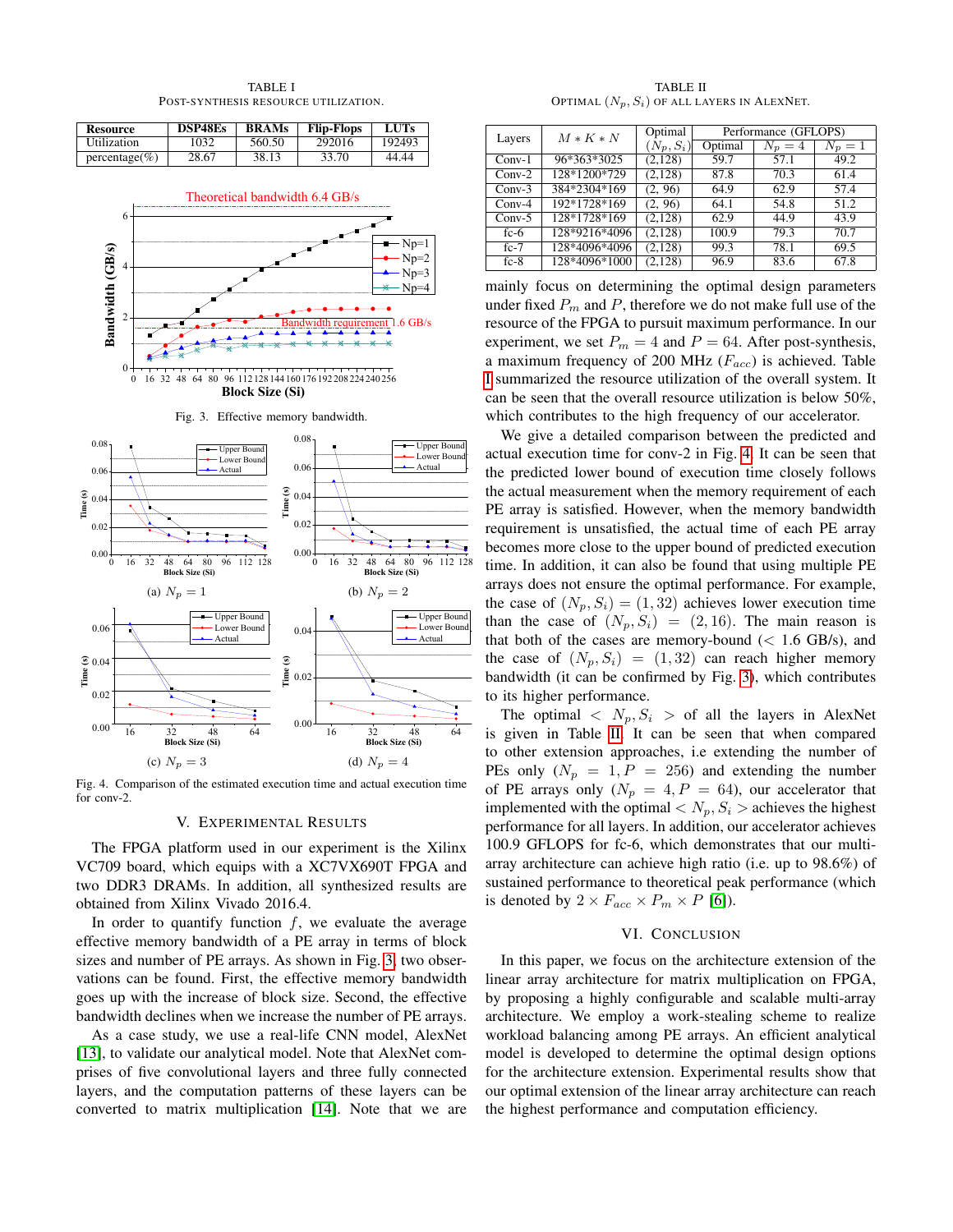TABLE I
POST-SYNTHESIS RESOURCE UTILIZATION.

| Resource | DSP48Es | BRAMs | Flip-Flops | LUTs |
|---|---|---|---|---|
| Utilization | 1032 | 560.50 | 292016 | 192493 |
| percentage(%) | 28.67 | 38.13 | 33.70 | 44.44 |

Fig. 3. Effective memory bandwidth.

(a) $N_p = 1$

(b) $N_p = 2$

(c) $N_p = 3$

(d) $N_p = 4$

Fig. 4. Comparison of the estimated execution time and actual execution time for conv-2.

## V. EXPERIMENTAL RESULTS

The FPGA platform used in our experiment is the Xilinx VC709 board, which equips with a XC7VX690T FPGA and two DDR3 DRAMs. In addition, all synthesized results are obtained from Xilinx Vivado 2016.4.

In order to quantify function $f$, we evaluate the average effective memory bandwidth of a PE array in terms of block sizes and number of PE arrays. As shown in Fig. 3, two observations can be found. First, the effective memory bandwidth goes up with the increase of block size. Second, the effective bandwidth declines when we increase the number of PE arrays.

As a case study, we use a real-life CNN model, AlexNet [13], to validate our analytical model. Note that AlexNet comprises of five convolutional layers and three fully connected layers, and the computation patterns of these layers can be converted to matrix multiplication [14]. Note that we are mainly focus on determining the optimal design parameters under fixed $P_m$ and $P$, therefore we do not make full use of the resource of the FPGA to pursuit maximum performance. In our experiment, we set $P_m = 4$ and $P = 64$. After post-synthesis, a maximum frequency of 200 MHz ($F_{acc}$) is achieved. Table I summarized the resource utilization of the overall system. It can be seen that the overall resource utilization is below 50%, which contributes to the high frequency of our accelerator.

TABLE II
OPTIMAL $(N_p, S_i)$ OF ALL LAYERS IN ALEXNET.

| Layers | $M * K * N$ | Optimal $(N_p, S_i)$ | Performance (GFLOPS) Optimal | $N_p = 4$ | $N_p = 1$ |
|---|---|---|---|---|---|
| Conv-1 | 96*363*3025 | (2,128) | 59.7 | 57.1 | 49.2 |
| Conv-2 | 128*1200*729 | (2,128) | 87.8 | 70.3 | 61.4 |
| Conv-3 | 384*2304*169 | (2, 96) | 64.9 | 62.9 | 57.4 |
| Conv-4 | 192*1728*169 | (2, 96) | 64.1 | 54.8 | 51.2 |
| Conv-5 | 128*1728*169 | (2,128) | 62.9 | 44.9 | 43.9 |
| fc-6 | 128*9216*4096 | (2,128) | 100.9 | 79.3 | 70.7 |
| fc-7 | 128*4096*4096 | (2,128) | 99.3 | 78.1 | 69.5 |
| fc-8 | 128*4096*1000 | (2,128) | 96.9 | 83.6 | 67.8 |

We give a detailed comparison between the predicted and actual execution time for conv-2 in Fig. 4. It can be seen that the predicted lower bound of execution time closely follows the actual measurement when the memory requirement of each PE array is satisfied. However, when the memory bandwidth requirement is unsatisfied, the actual time of each PE array becomes more close to the upper bound of predicted execution time. In addition, it can also be found that using multiple PE arrays does not ensure the optimal performance. For example, the case of $(N_p, S_i) = (1, 32)$ achieves lower execution time than the case of $(N_p, S_i) = (2, 16)$. The main reason is that both of the cases are memory-bound (< 1.6 GB/s), and the case of $(N_p, S_i) = (1, 32)$ can reach higher memory bandwidth (it can be confirmed by Fig. 3), which contributes to its higher performance.

The optimal $< N_p, S_i >$ of all the layers in AlexNet is given in Table II. It can be seen that when compared to other extension approaches, i.e extending the number of PEs only ($N_p = 1, P = 256$) and extending the number of PE arrays only ($N_p = 4, P = 64$), our accelerator that implemented with the optimal $< N_p, S_i >$ achieves the highest performance for all layers. In addition, our accelerator achieves 100.9 GFLOPS for fc-6, which demonstrates that our multi-array architecture can achieve high ratio (i.e. up to 98.6%) of sustained performance to theoretical peak performance (which is denoted by $2 \times F_{acc} \times P_m \times P$ [6]).

## VI. CONCLUSION

In this paper, we focus on the architecture extension of the linear array architecture for matrix multiplication on FPGA, by proposing a highly configurable and scalable multi-array architecture. We employ a work-stealing scheme to realize workload balancing among PE arrays. An efficient analytical model is developed to determine the optimal design options for the architecture extension. Experimental results show that our optimal extension of the linear array architecture can reach the highest performance and computation efficiency.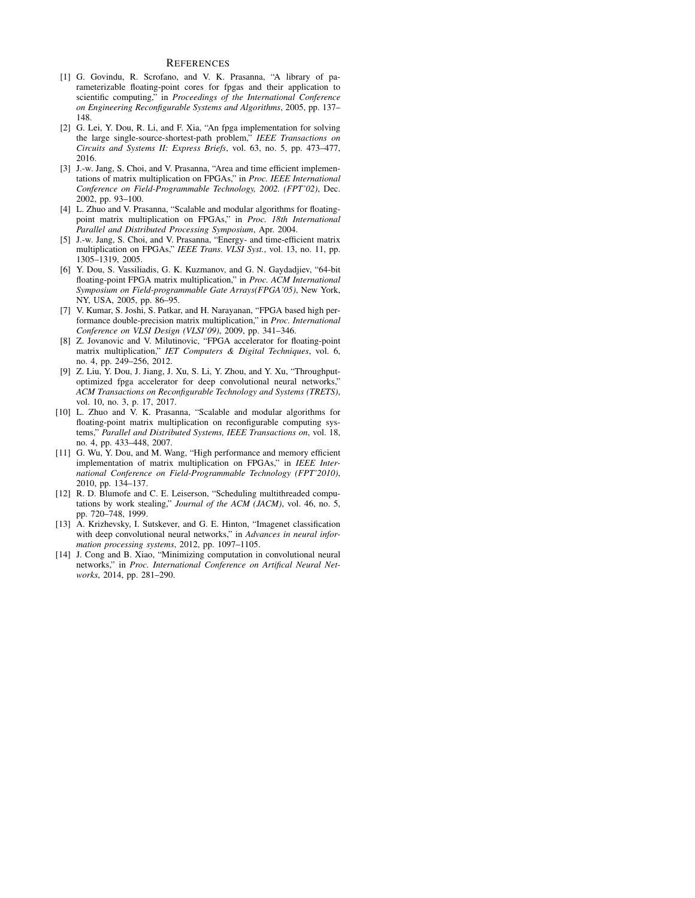# References

[1] G. Govindu, R. Scrofano, and V. K. Prasanna, "A library of parameterizable floating-point cores for fpgas and their application to scientific computing," in *Proceedings of the International Conference on Engineering Reconfigurable Systems and Algorithms*, 2005, pp. 137–148.

[2] G. Lei, Y. Dou, R. Li, and F. Xia, "An fpga implementation for solving the large single-source-shortest-path problem," *IEEE Transactions on Circuits and Systems II: Express Briefs*, vol. 63, no. 5, pp. 473–477, 2016.

[3] J.-w. Jang, S. Choi, and V. Prasanna, "Area and time efficient implementations of matrix multiplication on FPGAs," in *Proc. IEEE International Conference on Field-Programmable Technology, 2002. (FPT'02)*, Dec. 2002, pp. 93–100.

[4] L. Zhuo and V. Prasanna, "Scalable and modular algorithms for floating-point matrix multiplication on FPGAs," in *Proc. 18th International Parallel and Distributed Processing Symposium*, Apr. 2004.

[5] J.-w. Jang, S. Choi, and V. Prasanna, "Energy- and time-efficient matrix multiplication on FPGAs," *IEEE Trans. VLSI Syst.*, vol. 13, no. 11, pp. 1305–1319, 2005.

[6] Y. Dou, S. Vassiliadis, G. K. Kuzmanov, and G. N. Gaydadjiev, "64-bit floating-point FPGA matrix multiplication," in *Proc. ACM International Symposium on Field-programmable Gate Arrays(FPGA'05)*, New York, NY, USA, 2005, pp. 86–95.

[7] V. Kumar, S. Joshi, S. Patkar, and H. Narayanan, "FPGA based high performance double-precision matrix multiplication," in *Proc. International Conference on VLSI Design (VLSI'09)*, 2009, pp. 341–346.

[8] Z. Jovanovic and V. Milutinovic, "FPGA accelerator for floating-point matrix multiplication," *IET Computers & Digital Techniques*, vol. 6, no. 4, pp. 249–256, 2012.

[9] Z. Liu, Y. Dou, J. Jiang, J. Xu, S. Li, Y. Zhou, and Y. Xu, "Throughput-optimized fpga accelerator for deep convolutional neural networks," *ACM Transactions on Reconfigurable Technology and Systems (TRETS)*, vol. 10, no. 3, p. 17, 2017.

[10] L. Zhuo and V. K. Prasanna, "Scalable and modular algorithms for floating-point matrix multiplication on reconfigurable computing systems," *Parallel and Distributed Systems, IEEE Transactions on*, vol. 18, no. 4, pp. 433–448, 2007.

[11] G. Wu, Y. Dou, and M. Wang, "High performance and memory efficient implementation of matrix multiplication on FPGAs," in *IEEE International Conference on Field-Programmable Technology (FPT'2010)*, 2010, pp. 134–137.

[12] R. D. Blumofe and C. E. Leiserson, "Scheduling multithreaded computations by work stealing," *Journal of the ACM (JACM)*, vol. 46, no. 5, pp. 720–748, 1999.

[13] A. Krizhevsky, I. Sutskever, and G. E. Hinton, "Imagenet classification with deep convolutional neural networks," in *Advances in neural information processing systems*, 2012, pp. 1097–1105.

[14] J. Cong and B. Xiao, "Minimizing computation in convolutional neural networks," in *Proc. International Conference on Artifical Neural Networks*, 2014, pp. 281–290.